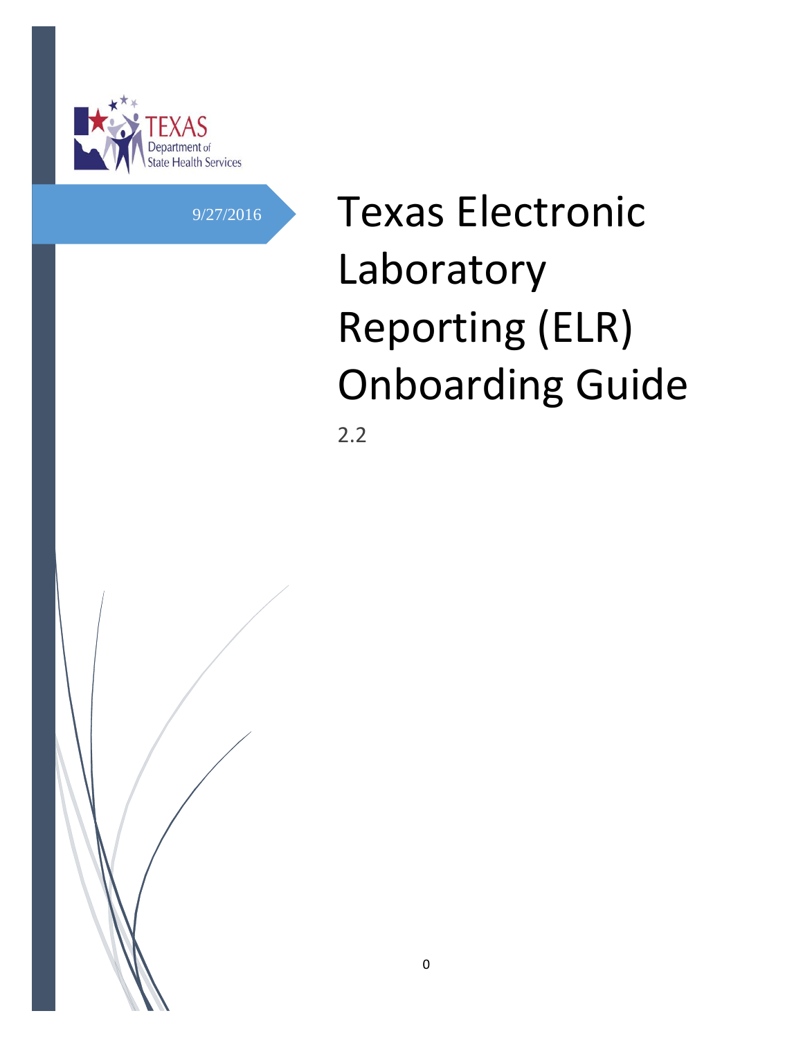TEXAS
Department of
State Health Services

9/27/2016

# Texas Electronic Laboratory Reporting (ELR) Onboarding Guide

2.2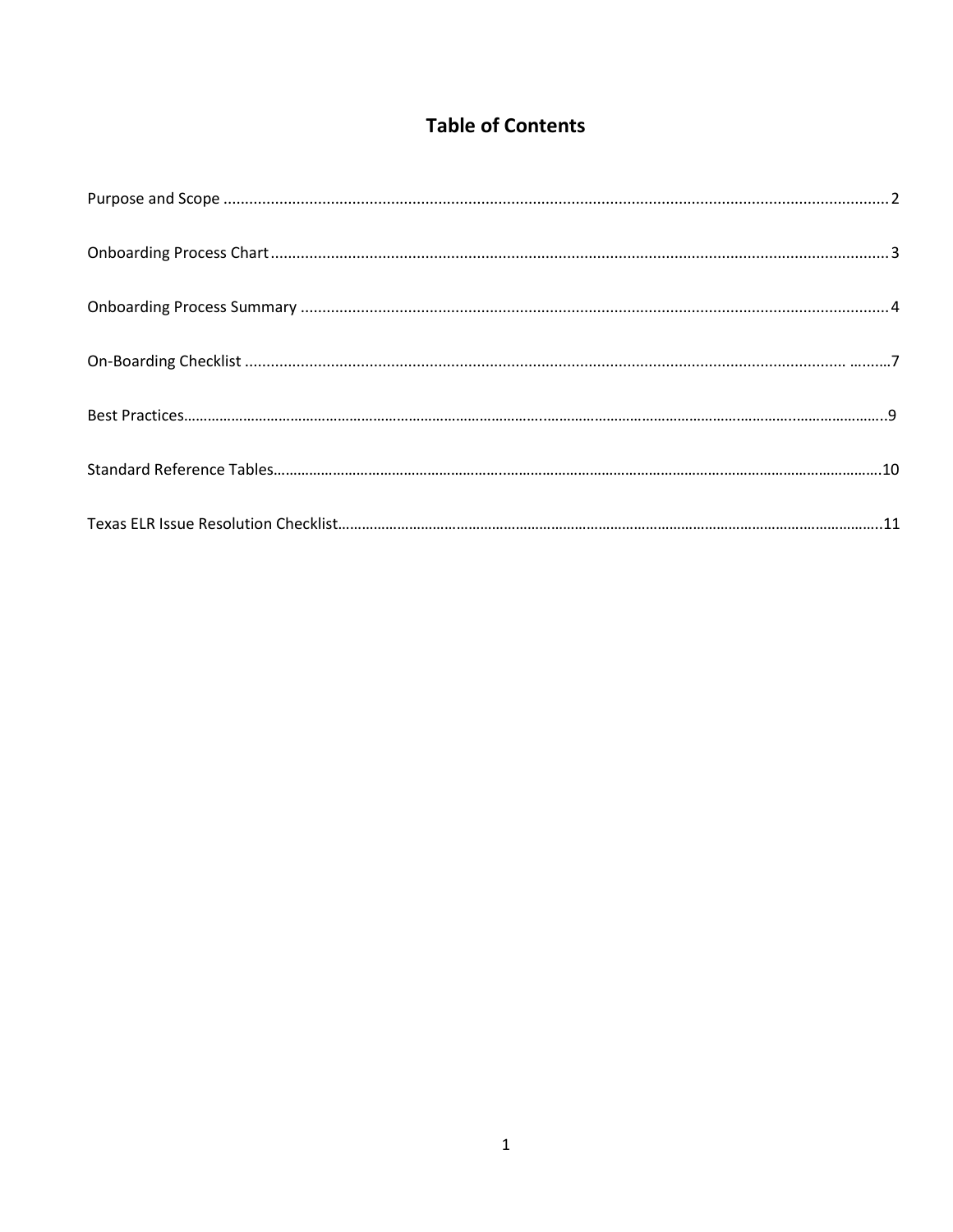# Table of Contents

Purpose and Scope ..... 2

Onboarding Process Chart ..... 3

Onboarding Process Summary ..... 4

On-Boarding Checklist ..... 7

Best Practices ..... 9

Standard Reference Tables ..... 10

Texas ELR Issue Resolution Checklist ..... 11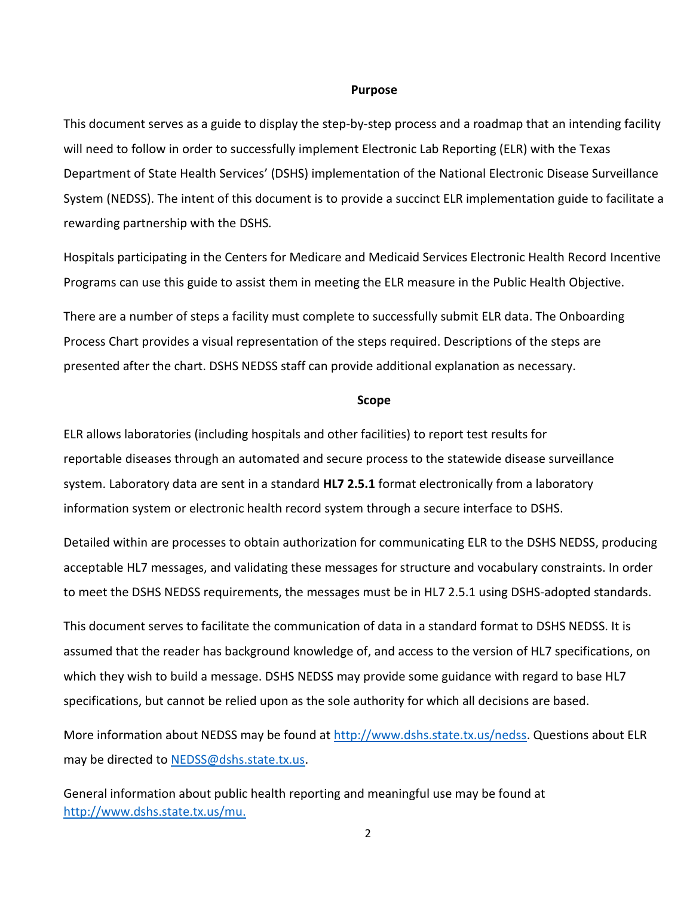## Purpose

This document serves as a guide to display the step-by-step process and a roadmap that an intending facility will need to follow in order to successfully implement Electronic Lab Reporting (ELR) with the Texas Department of State Health Services' (DSHS) implementation of the National Electronic Disease Surveillance System (NEDSS). The intent of this document is to provide a succinct ELR implementation guide to facilitate a rewarding partnership with the DSHS.

Hospitals participating in the Centers for Medicare and Medicaid Services Electronic Health Record Incentive Programs can use this guide to assist them in meeting the ELR measure in the Public Health Objective.

There are a number of steps a facility must complete to successfully submit ELR data. The Onboarding Process Chart provides a visual representation of the steps required. Descriptions of the steps are presented after the chart. DSHS NEDSS staff can provide additional explanation as necessary.

## Scope

ELR allows laboratories (including hospitals and other facilities) to report test results for reportable diseases through an automated and secure process to the statewide disease surveillance system. Laboratory data are sent in a standard **HL7 2.5.1** format electronically from a laboratory information system or electronic health record system through a secure interface to DSHS.

Detailed within are processes to obtain authorization for communicating ELR to the DSHS NEDSS, producing acceptable HL7 messages, and validating these messages for structure and vocabulary constraints. In order to meet the DSHS NEDSS requirements, the messages must be in HL7 2.5.1 using DSHS-adopted standards.

This document serves to facilitate the communication of data in a standard format to DSHS NEDSS. It is assumed that the reader has background knowledge of, and access to the version of HL7 specifications, on which they wish to build a message. DSHS NEDSS may provide some guidance with regard to base HL7 specifications, but cannot be relied upon as the sole authority for which all decisions are based.

More information about NEDSS may be found at http://www.dshs.state.tx.us/nedss. Questions about ELR may be directed to NEDSS@dshs.state.tx.us.

General information about public health reporting and meaningful use may be found at http://www.dshs.state.tx.us/mu.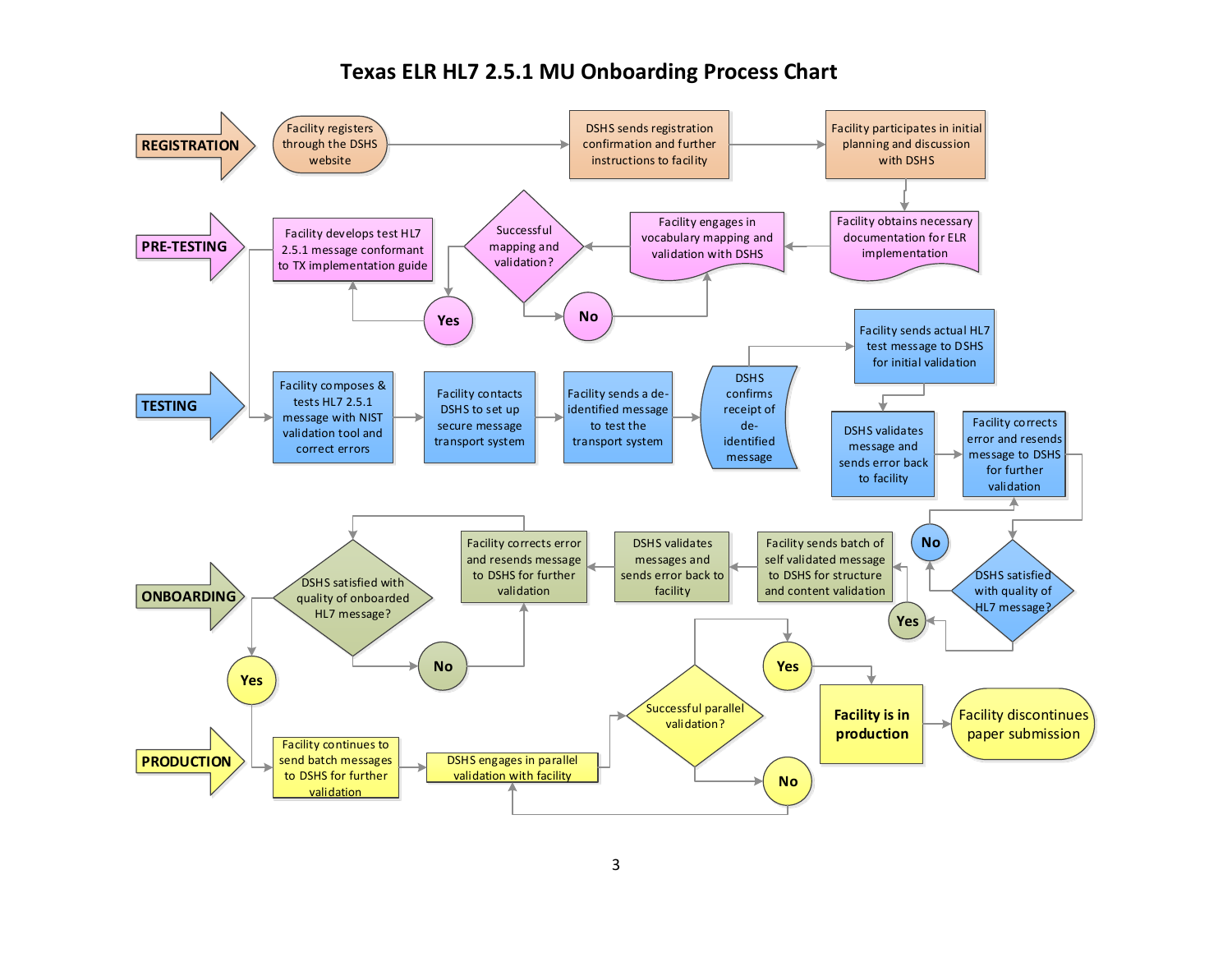# Texas ELR HL7 2.5.1 MU Onboarding Process Chart

**REGISTRATION**

- Facility registers through the DSHS website
- DSHS sends registration confirmation and further instructions to facility
- Facility participates in initial planning and discussion with DSHS

**PRE-TESTING**

- Facility obtains necessary documentation for ELR implementation
- Facility engages in vocabulary mapping and validation with DSHS
- Successful mapping and validation?
  - No → Facility engages in vocabulary mapping and validation with DSHS
  - Yes → Facility develops test HL7 2.5.1 message conformant to TX implementation guide

**TESTING**

- Facility composes & tests HL7 2.5.1 message with NIST validation tool and correct errors
- Facility contacts DSHS to set up secure message transport system
- Facility sends a de-identified message to test the transport system
- DSHS confirms receipt of de-identified message
- Facility sends actual HL7 test message to DSHS for initial validation
- DSHS validates message and sends error back to facility
- Facility corrects error and resends message to DSHS for further validation
- DSHS satisfied with quality of HL7 message?
  - No → Facility corrects error and resends message to DSHS for further validation
  - Yes → Facility sends batch of self validated message to DSHS for structure and content validation

**ONBOARDING**

- Facility sends batch of self validated message to DSHS for structure and content validation
- DSHS validates messages and sends error back to facility
- Facility corrects error and resends message to DSHS for further validation
- DSHS satisfied with quality of onboarded HL7 message?
  - No → Facility corrects error and resends message to DSHS for further validation
  - Yes → Facility continues to send batch messages to DSHS for further validation

**PRODUCTION**

- Facility continues to send batch messages to DSHS for further validation
- DSHS engages in parallel validation with facility
- Successful parallel validation?
  - No → DSHS engages in parallel validation with facility
  - Yes → **Facility is in production**
- Facility discontinues paper submission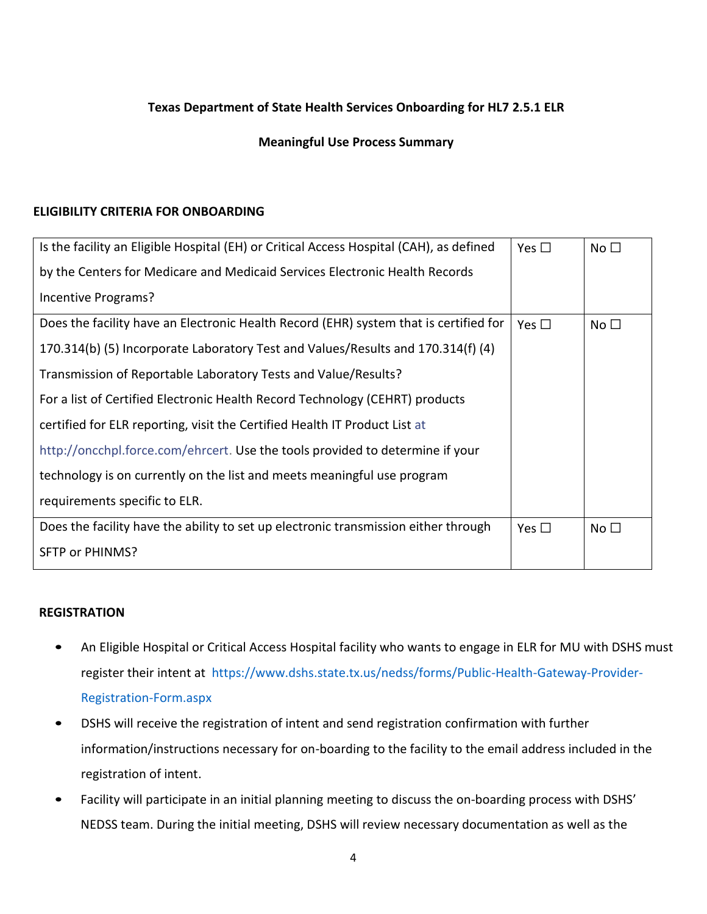**Texas Department of State Health Services Onboarding for HL7 2.5.1 ELR**

**Meaningful Use Process Summary**

**ELIGIBILITY CRITERIA FOR ONBOARDING**

| | | |
|---|---|---|
| Is the facility an Eligible Hospital (EH) or Critical Access Hospital (CAH), as defined by the Centers for Medicare and Medicaid Services Electronic Health Records Incentive Programs? | Yes ☐ | No ☐ |
| Does the facility have an Electronic Health Record (EHR) system that is certified for 170.314(b) (5) Incorporate Laboratory Test and Values/Results and 170.314(f) (4) Transmission of Reportable Laboratory Tests and Value/Results? For a list of Certified Electronic Health Record Technology (CEHRT) products certified for ELR reporting, visit the Certified Health IT Product List at http://oncchpl.force.com/ehrcert. Use the tools provided to determine if your technology is on currently on the list and meets meaningful use program requirements specific to ELR. | Yes ☐ | No ☐ |
| Does the facility have the ability to set up electronic transmission either through SFTP or PHINMS? | Yes ☐ | No ☐ |

**REGISTRATION**

- An Eligible Hospital or Critical Access Hospital facility who wants to engage in ELR for MU with DSHS must register their intent at https://www.dshs.state.tx.us/nedss/forms/Public-Health-Gateway-Provider-Registration-Form.aspx
- DSHS will receive the registration of intent and send registration confirmation with further information/instructions necessary for on-boarding to the facility to the email address included in the registration of intent.
- Facility will participate in an initial planning meeting to discuss the on-boarding process with DSHS' NEDSS team. During the initial meeting, DSHS will review necessary documentation as well as the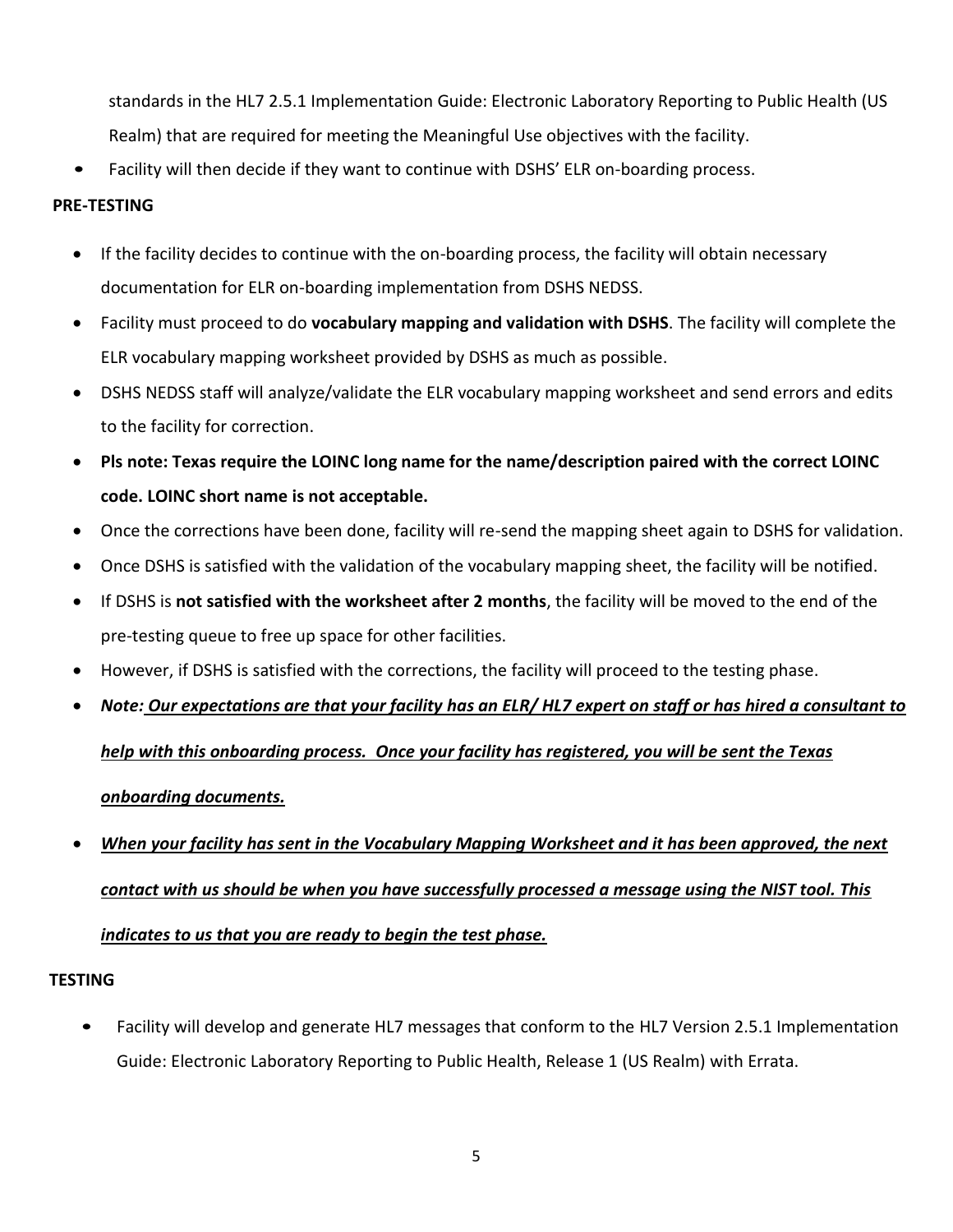standards in the HL7 2.5.1 Implementation Guide: Electronic Laboratory Reporting to Public Health (US Realm) that are required for meeting the Meaningful Use objectives with the facility.

- Facility will then decide if they want to continue with DSHS' ELR on-boarding process.

**PRE-TESTING**

- If the facility decides to continue with the on-boarding process, the facility will obtain necessary documentation for ELR on-boarding implementation from DSHS NEDSS.
- Facility must proceed to do **vocabulary mapping and validation with DSHS**. The facility will complete the ELR vocabulary mapping worksheet provided by DSHS as much as possible.
- DSHS NEDSS staff will analyze/validate the ELR vocabulary mapping worksheet and send errors and edits to the facility for correction.
- **Pls note: Texas require the LOINC long name for the name/description paired with the correct LOINC code. LOINC short name is not acceptable.**
- Once the corrections have been done, facility will re-send the mapping sheet again to DSHS for validation.
- Once DSHS is satisfied with the validation of the vocabulary mapping sheet, the facility will be notified.
- If DSHS is **not satisfied with the worksheet after 2 months**, the facility will be moved to the end of the pre-testing queue to free up space for other facilities.
- However, if DSHS is satisfied with the corrections, the facility will proceed to the testing phase.
- ***Note: Our expectations are that your facility has an ELR/ HL7 expert on staff or has hired a consultant to help with this onboarding process. Once your facility has registered, you will be sent the Texas onboarding documents.***
- ***When your facility has sent in the Vocabulary Mapping Worksheet and it has been approved, the next contact with us should be when you have successfully processed a message using the NIST tool. This indicates to us that you are ready to begin the test phase.***

**TESTING**

- Facility will develop and generate HL7 messages that conform to the HL7 Version 2.5.1 Implementation Guide: Electronic Laboratory Reporting to Public Health, Release 1 (US Realm) with Errata.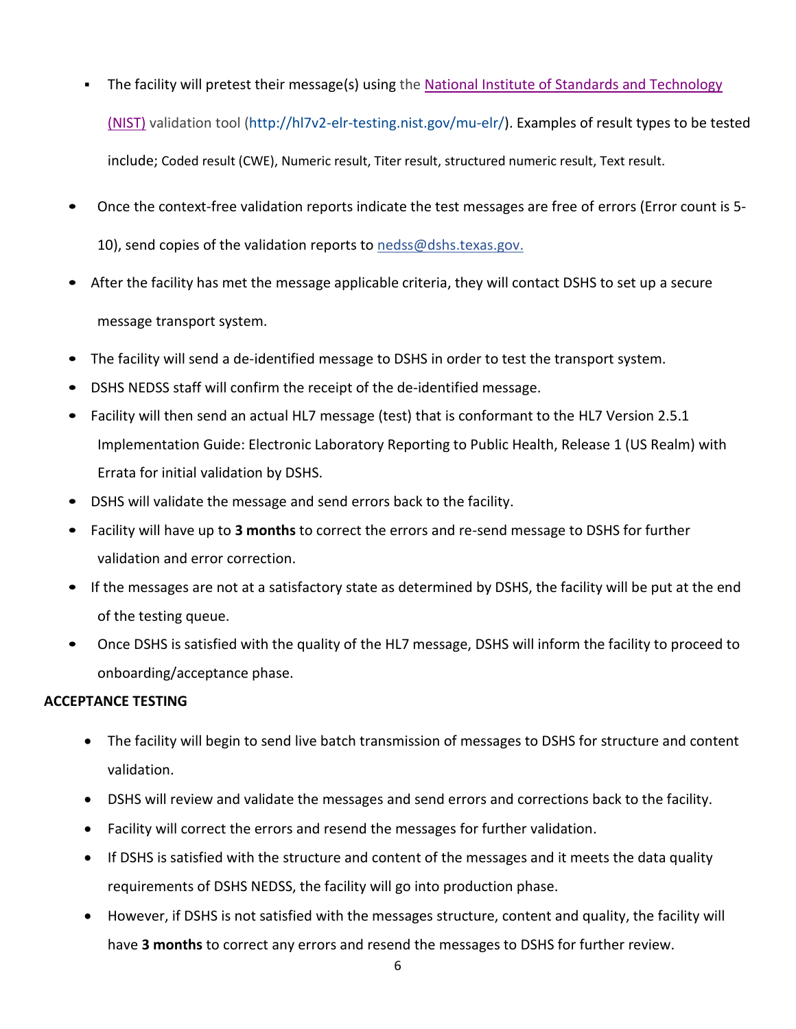- The facility will pretest their message(s) using the [National Institute of Standards and Technology (NIST)](http://hl7v2-elr-testing.nist.gov/mu-elr/) validation tool (http://hl7v2-elr-testing.nist.gov/mu-elr/). Examples of result types to be tested include; Coded result (CWE), Numeric result, Titer result, structured numeric result, Text result.

- Once the context-free validation reports indicate the test messages are free of errors (Error count is 5-10), send copies of the validation reports to nedss@dshs.texas.gov.
- After the facility has met the message applicable criteria, they will contact DSHS to set up a secure message transport system.
- The facility will send a de-identified message to DSHS in order to test the transport system.
- DSHS NEDSS staff will confirm the receipt of the de-identified message.
- Facility will then send an actual HL7 message (test) that is conformant to the HL7 Version 2.5.1 Implementation Guide: Electronic Laboratory Reporting to Public Health, Release 1 (US Realm) with Errata for initial validation by DSHS.
- DSHS will validate the message and send errors back to the facility.
- Facility will have up to **3 months** to correct the errors and re-send message to DSHS for further validation and error correction.
- If the messages are not at a satisfactory state as determined by DSHS, the facility will be put at the end of the testing queue.
- Once DSHS is satisfied with the quality of the HL7 message, DSHS will inform the facility to proceed to onboarding/acceptance phase.

**ACCEPTANCE TESTING**

- The facility will begin to send live batch transmission of messages to DSHS for structure and content validation.
- DSHS will review and validate the messages and send errors and corrections back to the facility.
- Facility will correct the errors and resend the messages for further validation.
- If DSHS is satisfied with the structure and content of the messages and it meets the data quality requirements of DSHS NEDSS, the facility will go into production phase.
- However, if DSHS is not satisfied with the messages structure, content and quality, the facility will have **3 months** to correct any errors and resend the messages to DSHS for further review.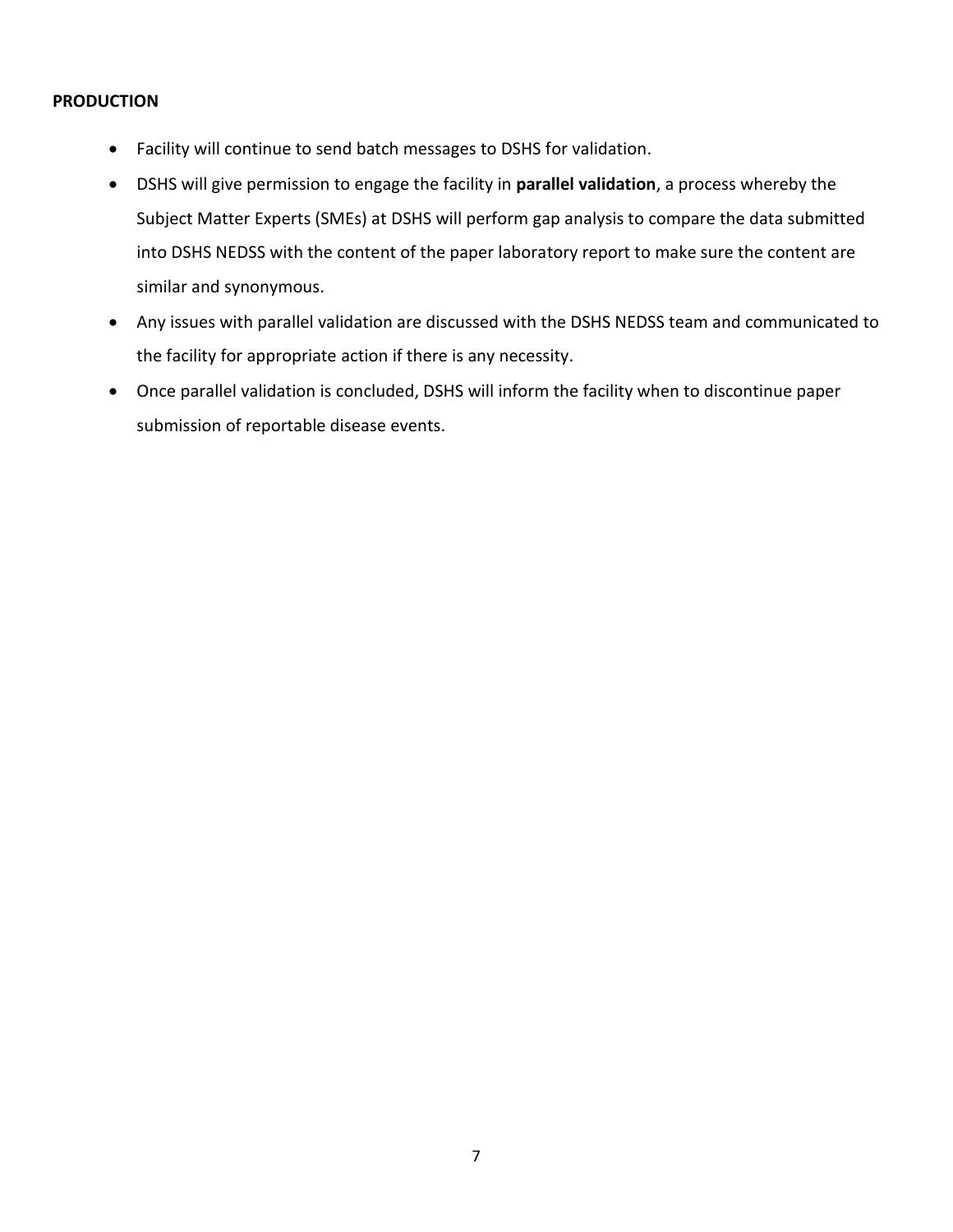**PRODUCTION**

- Facility will continue to send batch messages to DSHS for validation.
- DSHS will give permission to engage the facility in **parallel validation**, a process whereby the Subject Matter Experts (SMEs) at DSHS will perform gap analysis to compare the data submitted into DSHS NEDSS with the content of the paper laboratory report to make sure the content are similar and synonymous.
- Any issues with parallel validation are discussed with the DSHS NEDSS team and communicated to the facility for appropriate action if there is any necessity.
- Once parallel validation is concluded, DSHS will inform the facility when to discontinue paper submission of reportable disease events.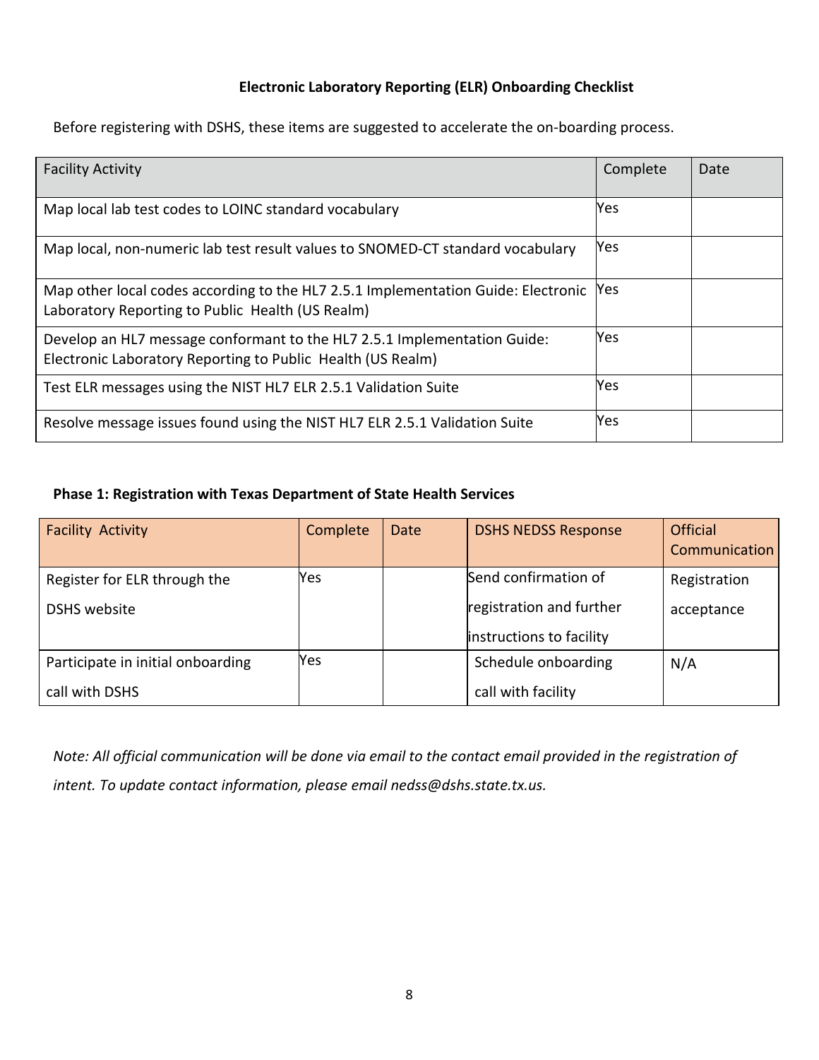**Electronic Laboratory Reporting (ELR) Onboarding Checklist**

Before registering with DSHS, these items are suggested to accelerate the on-boarding process.

| Facility Activity | Complete | Date |
|---|---|---|
| Map local lab test codes to LOINC standard vocabulary | Yes | |
| Map local, non-numeric lab test result values to SNOMED-CT standard vocabulary | Yes | |
| Map other local codes according to the HL7 2.5.1 Implementation Guide: Electronic Laboratory Reporting to Public Health (US Realm) | Yes | |
| Develop an HL7 message conformant to the HL7 2.5.1 Implementation Guide: Electronic Laboratory Reporting to Public Health (US Realm) | Yes | |
| Test ELR messages using the NIST HL7 ELR 2.5.1 Validation Suite | Yes | |
| Resolve message issues found using the NIST HL7 ELR 2.5.1 Validation Suite | Yes | |

**Phase 1: Registration with Texas Department of State Health Services**

| Facility Activity | Complete | Date | DSHS NEDSS Response | Official Communication |
|---|---|---|---|---|
| Register for ELR through the DSHS website | Yes | | Send confirmation of registration and further instructions to facility | Registration acceptance |
| Participate in initial onboarding call with DSHS | Yes | | Schedule onboarding call with facility | N/A |

*Note: All official communication will be done via email to the contact email provided in the registration of intent. To update contact information, please email nedss@dshs.state.tx.us.*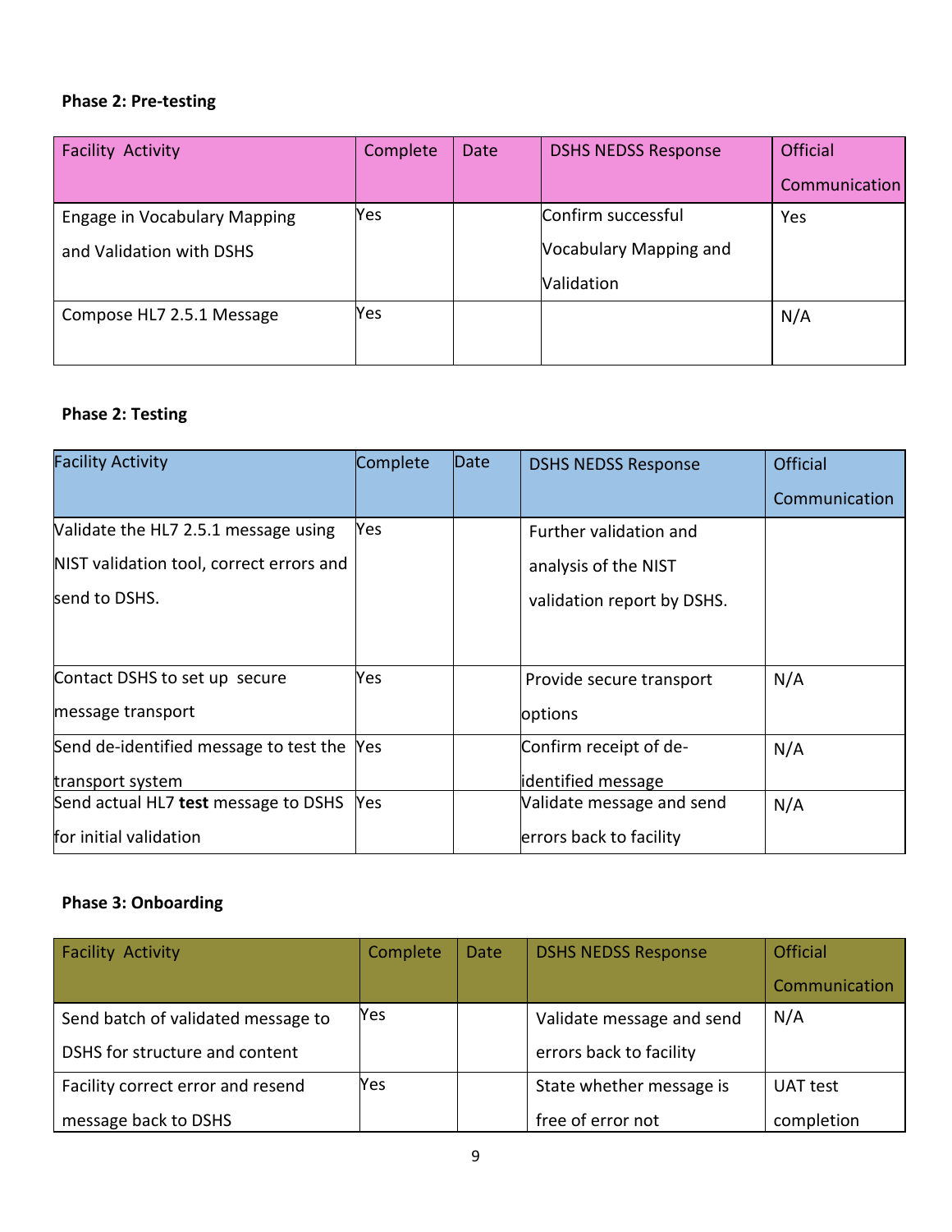**Phase 2: Pre-testing**

| Facility Activity | Complete | Date | DSHS NEDSS Response | Official Communication |
|---|---|---|---|---|
| Engage in Vocabulary Mapping and Validation with DSHS | Yes | | Confirm successful Vocabulary Mapping and Validation | Yes |
| Compose HL7 2.5.1 Message | Yes | | | N/A |

**Phase 2: Testing**

| Facility Activity | Complete | Date | DSHS NEDSS Response | Official Communication |
|---|---|---|---|---|
| Validate the HL7 2.5.1 message using NIST validation tool, correct errors and send to DSHS. | Yes | | Further validation and analysis of the NIST validation report by DSHS. | |
| Contact DSHS to set up secure message transport | Yes | | Provide secure transport options | N/A |
| Send de-identified message to test the transport system | Yes | | Confirm receipt of de-identified message | N/A |
| Send actual HL7 **test** message to DSHS for initial validation | Yes | | Validate message and send errors back to facility | N/A |

**Phase 3: Onboarding**

| Facility Activity | Complete | Date | DSHS NEDSS Response | Official Communication |
|---|---|---|---|---|
| Send batch of validated message to DSHS for structure and content | Yes | | Validate message and send errors back to facility | N/A |
| Facility correct error and resend message back to DSHS | Yes | | State whether message is free of error not | UAT test completion |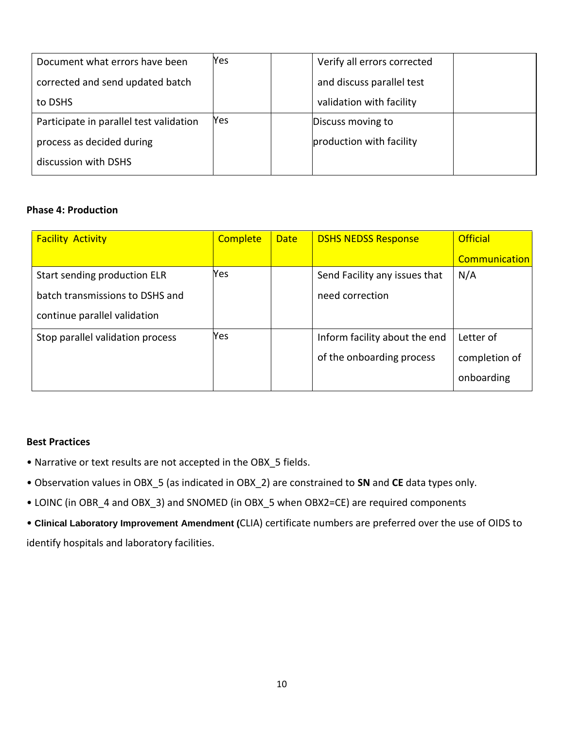| Document what errors have been corrected and send updated batch to DSHS | Yes | | Verify all errors corrected and discuss parallel test validation with facility | |
|---|---|---|---|---|
| Participate in parallel test validation process as decided during discussion with DSHS | Yes | | Discuss moving to production with facility | |

**Phase 4: Production**

| Facility Activity | Complete | Date | DSHS NEDSS Response | Official Communication |
|---|---|---|---|---|
| Start sending production ELR batch transmissions to DSHS and continue parallel validation | Yes | | Send Facility any issues that need correction | N/A |
| Stop parallel validation process | Yes | | Inform facility about the end of the onboarding process | Letter of completion of onboarding |

**Best Practices**

- Narrative or text results are not accepted in the OBX_5 fields.
- Observation values in OBX_5 (as indicated in OBX_2) are constrained to **SN** and **CE** data types only.
- LOINC (in OBR_4 and OBX_3) and SNOMED (in OBX_5 when OBX2=CE) are required components
- **Clinical Laboratory Improvement Amendment (**CLIA) certificate numbers are preferred over the use of OIDS to identify hospitals and laboratory facilities.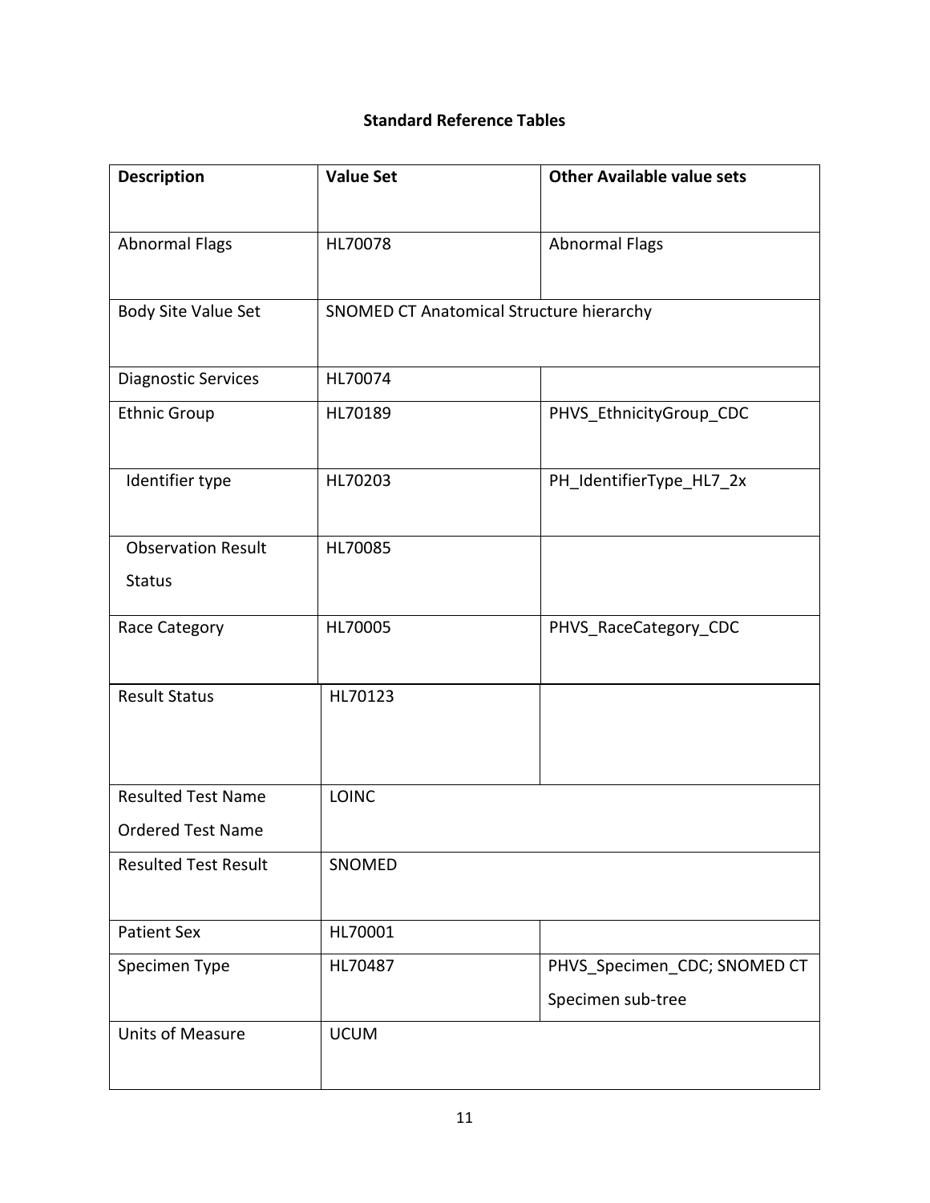## Standard Reference Tables

| Description | Value Set | Other Available value sets |
|---|---|---|
| Abnormal Flags | HL70078 | Abnormal Flags |
| Body Site Value Set | SNOMED CT Anatomical Structure hierarchy | |
| Diagnostic Services | HL70074 | |
| Ethnic Group | HL70189 | PHVS_EthnicityGroup_CDC |
| Identifier type | HL70203 | PH_IdentifierType_HL7_2x |
| Observation Result Status | HL70085 | |
| Race Category | HL70005 | PHVS_RaceCategory_CDC |
| Result Status | HL70123 | |
| Resulted Test Name<br>Ordered Test Name | LOINC | |
| Resulted Test Result | SNOMED | |
| Patient Sex | HL70001 | |
| Specimen Type | HL70487 | PHVS_Specimen_CDC; SNOMED CT Specimen sub-tree |
| Units of Measure | UCUM | |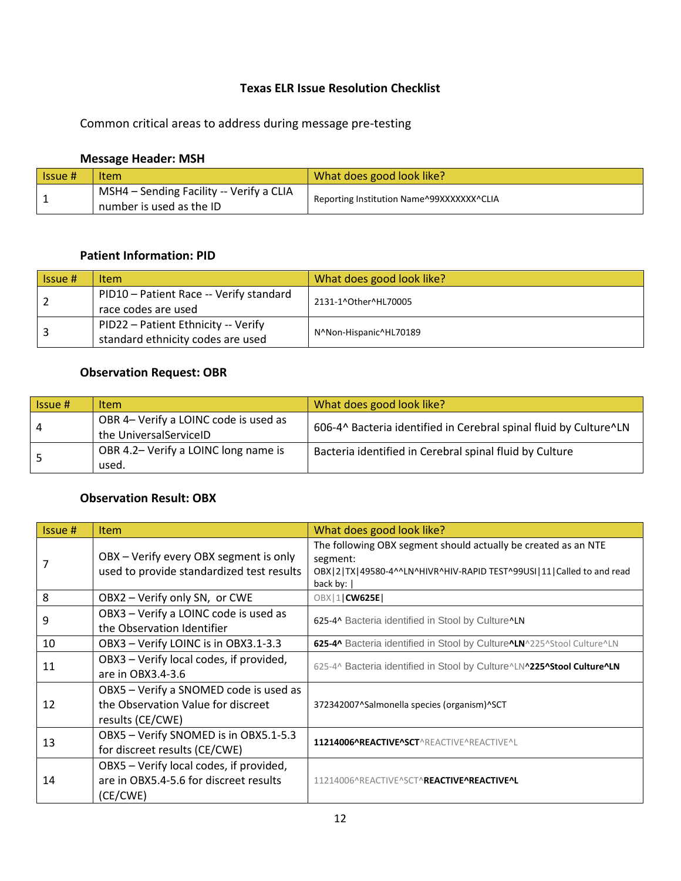### Texas ELR Issue Resolution Checklist

Common critical areas to address during message pre-testing

#### Message Header: MSH

| Issue # | Item | What does good look like? |
|---|---|---|
| 1 | MSH4 – Sending Facility -- Verify a CLIA number is used as the ID | Reporting Institution Name^99XXXXXXX^CLIA |

#### Patient Information: PID

| Issue # | Item | What does good look like? |
|---|---|---|
| 2 | PID10 – Patient Race -- Verify standard race codes are used | 2131-1^Other^HL70005 |
| 3 | PID22 – Patient Ethnicity -- Verify standard ethnicity codes are used | N^Non-Hispanic^HL70189 |

#### Observation Request: OBR

| Issue # | Item | What does good look like? |
|---|---|---|
| 4 | OBR 4– Verify a LOINC code is used as the UniversalServiceID | 606-4^ Bacteria identified in Cerebral spinal fluid by Culture^LN |
| 5 | OBR 4.2– Verify a LOINC long name is used. | Bacteria identified in Cerebral spinal fluid by Culture |

#### Observation Result: OBX

| Issue # | Item | What does good look like? |
|---|---|---|
| 7 | OBX – Verify every OBX segment is only used to provide standardized test results | The following OBX segment should actually be created as an NTE segment: OBX\|2\|TX\|49580-4^^LN^HIVR^HIV-RAPID TEST^99USI\|11\|Called to and read back by: \| |
| 8 | OBX2 – Verify only SN, or CWE | OBX\|1\|**CW625E**\| |
| 9 | OBX3 – Verify a LOINC code is used as the Observation Identifier | 625-4^ Bacteria identified in Stool by Culture^LN |
| 10 | OBX3 – Verify LOINC is in OBX3.1-3.3 | **625-4^** Bacteria identified in Stool by Culture**^LN**^225^Stool Culture^LN |
| 11 | OBX3 – Verify local codes, if provided, are in OBX3.4-3.6 | 625-4^ Bacteria identified in Stool by Culture^LN**^225^Stool Culture^LN** |
| 12 | OBX5 – Verify a SNOMED code is used as the Observation Value for discreet results (CE/CWE) | 372342007^Salmonella species (organism)^SCT |
| 13 | OBX5 – Verify SNOMED is in OBX5.1-5.3 for discreet results (CE/CWE) | **11214006^REACTIVE^SCT**^REACTIVE^REACTIVE^L |
| 14 | OBX5 – Verify local codes, if provided, are in OBX5.4-5.6 for discreet results (CE/CWE) | 11214006^REACTIVE^SCT^**REACTIVE^REACTIVE^L** |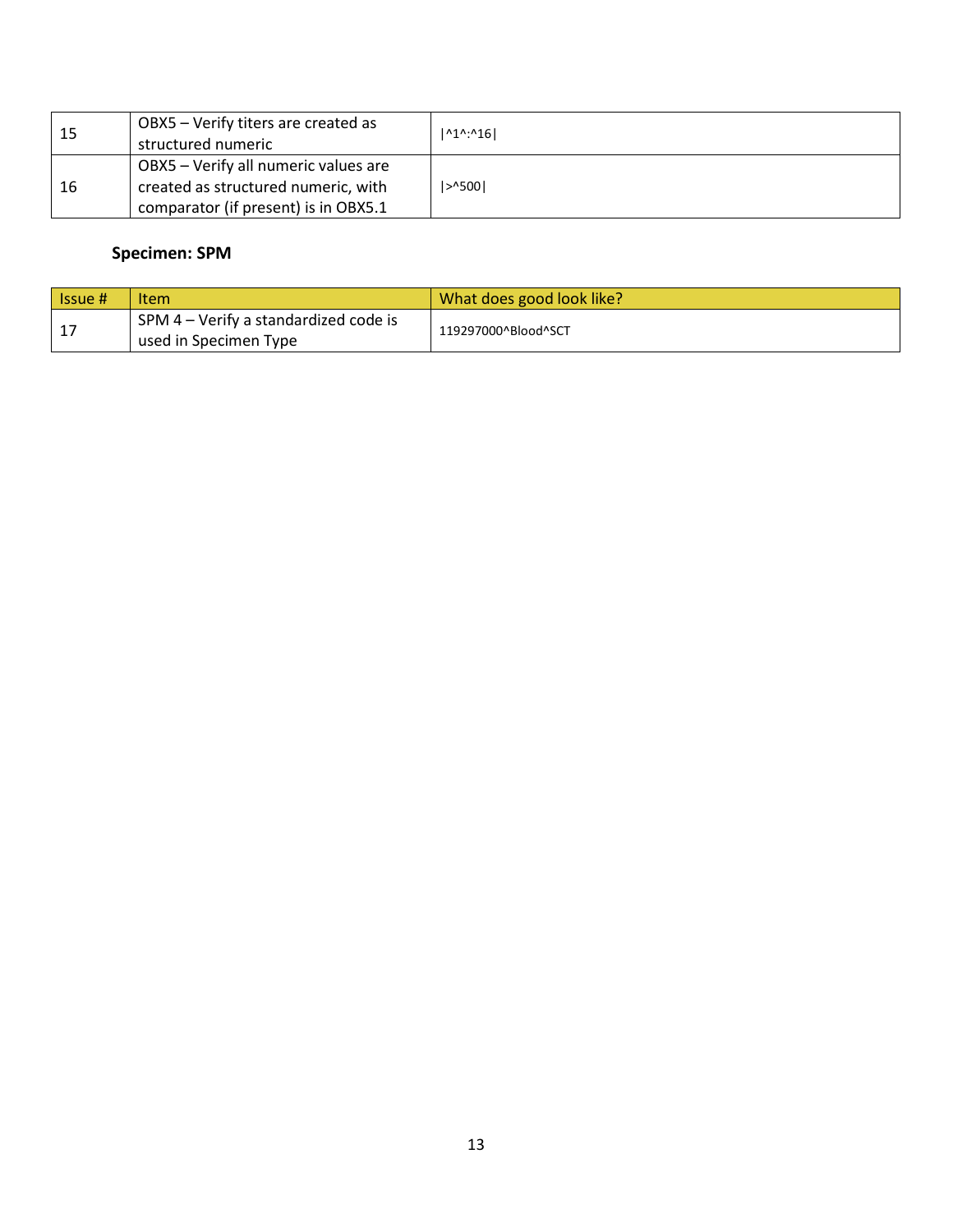| | | |
|---|---|---|
| 15 | OBX5 – Verify titers are created as structured numeric | \|^1^:^16\| |
| 16 | OBX5 – Verify all numeric values are created as structured numeric, with comparator (if present) is in OBX5.1 | \|>^500\| |

### Specimen: SPM

| Issue # | Item | What does good look like? |
|---|---|---|
| 17 | SPM 4 – Verify a standardized code is used in Specimen Type | 119297000^Blood^SCT |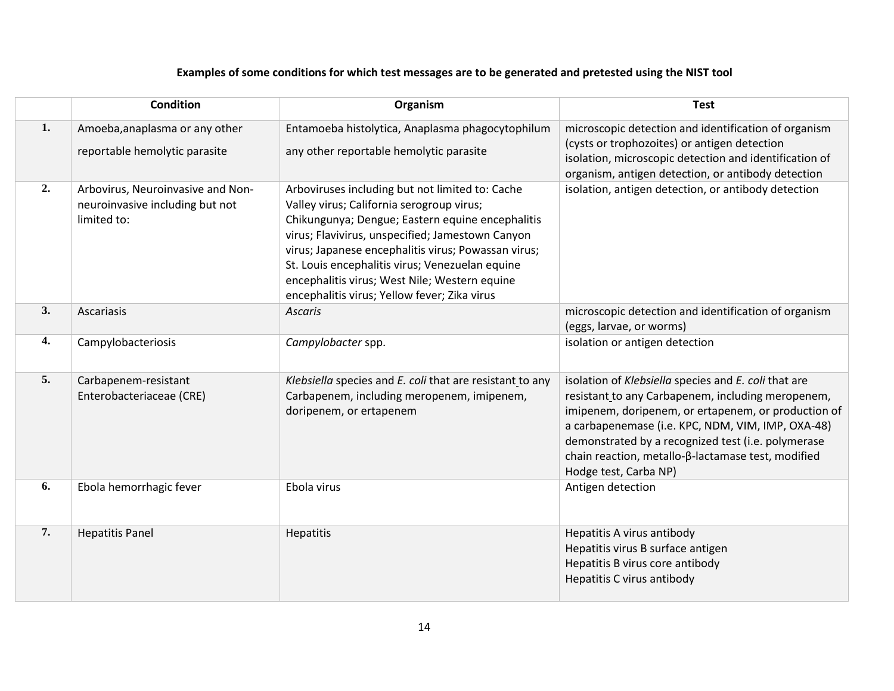**Examples of some conditions for which test messages are to be generated and pretested using the NIST tool**

| | Condition | Organism | Test |
|---|---|---|---|
| **1.** | Amoeba,anaplasma or any other reportable hemolytic parasite | Entamoeba histolytica, Anaplasma phagocytophilum any other reportable hemolytic parasite | microscopic detection and identification of organism (cysts or trophozoites) or antigen detection isolation, microscopic detection and identification of organism, antigen detection, or antibody detection |
| **2.** | Arbovirus, Neuroinvasive and Non-neuroinvasive including but not limited to: | Arboviruses including but not limited to: Cache Valley virus; California serogroup virus; Chikungunya; Dengue; Eastern equine encephalitis virus; Flavivirus, unspecified; Jamestown Canyon virus; Japanese encephalitis virus; Powassan virus; St. Louis encephalitis virus; Venezuelan equine encephalitis virus; West Nile; Western equine encephalitis virus; Yellow fever; Zika virus | isolation, antigen detection, or antibody detection |
| **3.** | Ascariasis | *Ascaris* | microscopic detection and identification of organism (eggs, larvae, or worms) |
| **4.** | Campylobacteriosis | *Campylobacter* spp. | isolation or antigen detection |
| **5.** | Carbapenem-resistant Enterobacteriaceae (CRE) | *Klebsiella* species and *E. coli* that are resistant to any Carbapenem, including meropenem, imipenem, doripenem, or ertapenem | isolation of *Klebsiella* species and *E. coli* that are resistant to any Carbapenem, including meropenem, imipenem, doripenem, or ertapenem, or production of a carbapenemase (i.e. KPC, NDM, VIM, IMP, OXA-48) demonstrated by a recognized test (i.e. polymerase chain reaction, metallo-β-lactamase test, modified Hodge test, Carba NP) |
| **6.** | Ebola hemorrhagic fever | Ebola virus | Antigen detection |
| **7.** | Hepatitis Panel | Hepatitis | Hepatitis A virus antibody<br>Hepatitis virus B surface antigen<br>Hepatitis B virus core antibody<br>Hepatitis C virus antibody |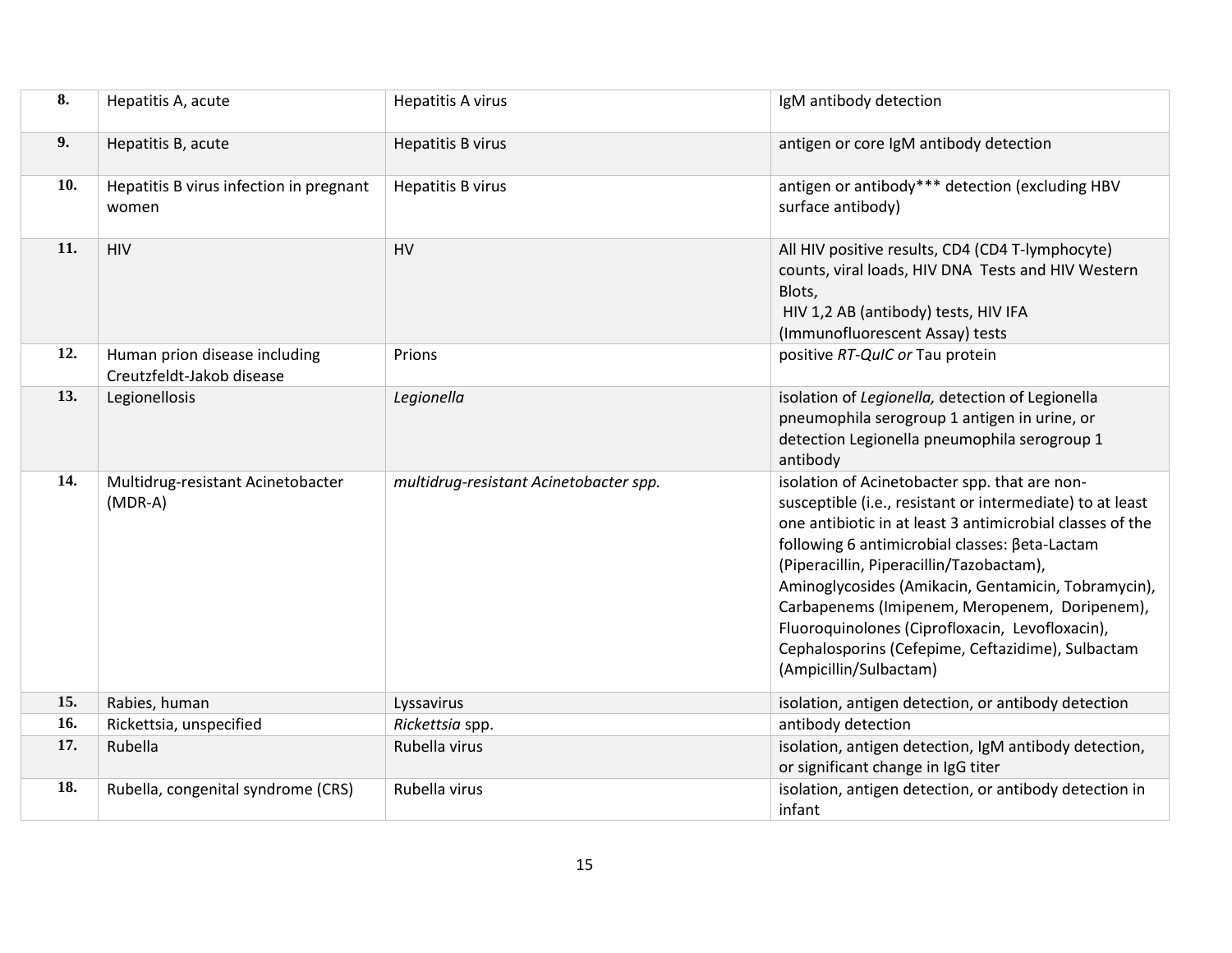| 8. | Hepatitis A, acute | Hepatitis A virus | IgM antibody detection |
|---|---|---|---|
| 9. | Hepatitis B, acute | Hepatitis B virus | antigen or core IgM antibody detection |
| 10. | Hepatitis B virus infection in pregnant women | Hepatitis B virus | antigen or antibody*** detection (excluding HBV surface antibody) |
| 11. | HIV | HV | All HIV positive results, CD4 (CD4 T-lymphocyte) counts, viral loads, HIV DNA Tests and HIV Western Blots, HIV 1,2 AB (antibody) tests, HIV IFA (Immunofluorescent Assay) tests |
| 12. | Human prion disease including Creutzfeldt-Jakob disease | Prions | positive *RT-QuIC or* Tau protein |
| 13. | Legionellosis | *Legionella* | isolation of *Legionella,* detection of Legionella pneumophila serogroup 1 antigen in urine, or detection Legionella pneumophila serogroup 1 antibody |
| 14. | Multidrug-resistant Acinetobacter (MDR-A) | *multidrug-resistant Acinetobacter spp.* | isolation of Acinetobacter spp. that are non-susceptible (i.e., resistant or intermediate) to at least one antibiotic in at least 3 antimicrobial classes of the following 6 antimicrobial classes: βeta-Lactam (Piperacillin, Piperacillin/Tazobactam), Aminoglycosides (Amikacin, Gentamicin, Tobramycin), Carbapenems (Imipenem, Meropenem, Doripenem), Fluoroquinolones (Ciprofloxacin, Levofloxacin), Cephalosporins (Cefepime, Ceftazidime), Sulbactam (Ampicillin/Sulbactam) |
| 15. | Rabies, human | Lyssavirus | isolation, antigen detection, or antibody detection |
| 16. | Rickettsia, unspecified | *Rickettsia* spp. | antibody detection |
| 17. | Rubella | Rubella virus | isolation, antigen detection, IgM antibody detection, or significant change in IgG titer |
| 18. | Rubella, congenital syndrome (CRS) | Rubella virus | isolation, antigen detection, or antibody detection in infant |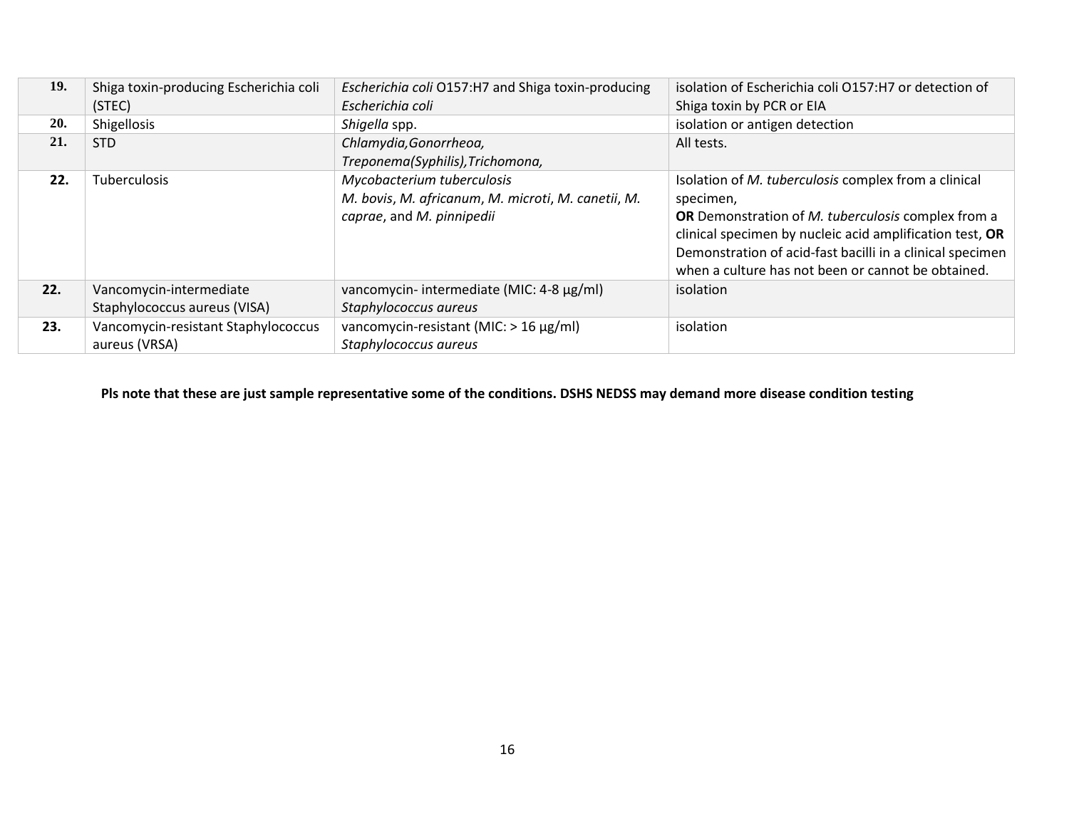| | | | |
|---|---|---|---|
| **19.** | Shiga toxin-producing Escherichia coli (STEC) | *Escherichia coli* O157:H7 and Shiga toxin-producing *Escherichia coli* | isolation of Escherichia coli O157:H7 or detection of Shiga toxin by PCR or EIA |
| **20.** | Shigellosis | *Shigella* spp. | isolation or antigen detection |
| **21.** | STD | *Chlamydia,Gonorrheoa, Treponema(Syphilis),Trichomona,* | All tests. |
| **22.** | Tuberculosis | *Mycobacterium tuberculosis* *M. bovis*, *M. africanum*, *M. microti*, *M. canetii*, *M. caprae*, and *M. pinnipedii* | Isolation of *M. tuberculosis* complex from a clinical specimen, **OR** Demonstration of *M. tuberculosis* complex from a clinical specimen by nucleic acid amplification test, **OR** Demonstration of acid-fast bacilli in a clinical specimen when a culture has not been or cannot be obtained. |
| **22.** | Vancomycin-intermediate Staphylococcus aureus (VISA) | vancomycin- intermediate (MIC: 4-8 µg/ml) *Staphylococcus aureus* | isolation |
| **23.** | Vancomycin-resistant Staphylococcus aureus (VRSA) | vancomycin-resistant (MIC: > 16 µg/ml) *Staphylococcus aureus* | isolation |

**Pls note that these are just sample representative some of the conditions. DSHS NEDSS may demand more disease condition testing**